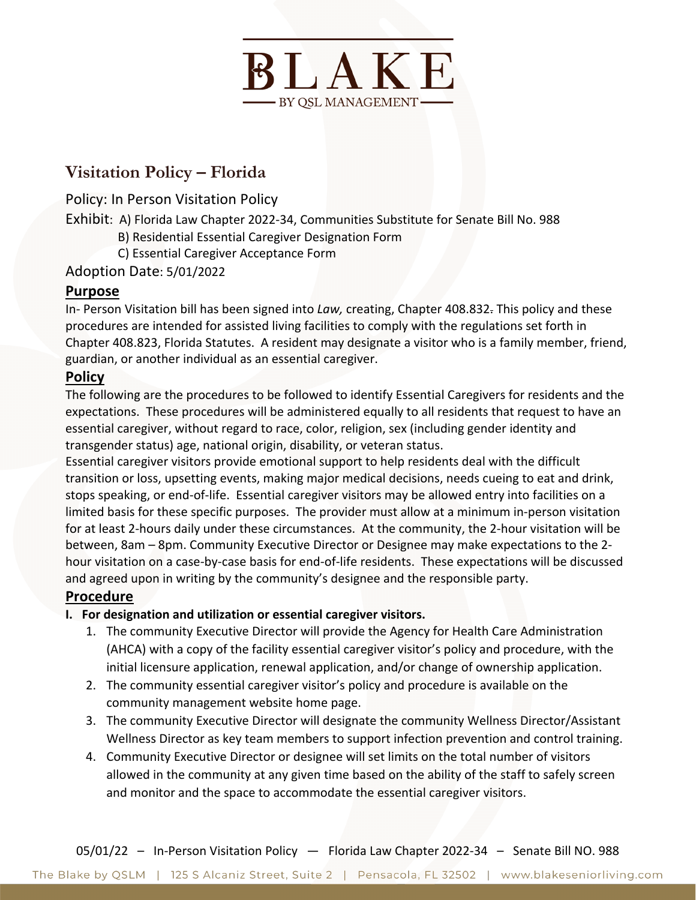# BLAKE

BY QSL MANAGEMENT

## Visitation Policy – Florida

Policy: In Person Visitation Policy

Exhibit: A) Florida Law Chapter 2022-34, Communities Substitute for Senate Bill No. 988
B) Residential Essential Caregiver Designation Form
C) Essential Caregiver Acceptance Form

Adoption Date: 5/01/2022

### Purpose

In- Person Visitation bill has been signed into *Law,* creating, Chapter 408.832. This policy and these procedures are intended for assisted living facilities to comply with the regulations set forth in Chapter 408.823, Florida Statutes. A resident may designate a visitor who is a family member, friend, guardian, or another individual as an essential caregiver.

### Policy

The following are the procedures to be followed to identify Essential Caregivers for residents and the expectations. These procedures will be administered equally to all residents that request to have an essential caregiver, without regard to race, color, religion, sex (including gender identity and transgender status) age, national origin, disability, or veteran status.

Essential caregiver visitors provide emotional support to help residents deal with the difficult transition or loss, upsetting events, making major medical decisions, needs cueing to eat and drink, stops speaking, or end-of-life. Essential caregiver visitors may be allowed entry into facilities on a limited basis for these specific purposes. The provider must allow at a minimum in-person visitation for at least 2-hours daily under these circumstances. At the community, the 2-hour visitation will be between, 8am – 8pm. Community Executive Director or Designee may make expectations to the 2-hour visitation on a case-by-case basis for end-of-life residents. These expectations will be discussed and agreed upon in writing by the community's designee and the responsible party.

### Procedure

**I. For designation and utilization or essential caregiver visitors.**

1. The community Executive Director will provide the Agency for Health Care Administration (AHCA) with a copy of the facility essential caregiver visitor's policy and procedure, with the initial licensure application, renewal application, and/or change of ownership application.
2. The community essential caregiver visitor's policy and procedure is available on the community management website home page.
3. The community Executive Director will designate the community Wellness Director/Assistant Wellness Director as key team members to support infection prevention and control training.
4. Community Executive Director or designee will set limits on the total number of visitors allowed in the community at any given time based on the ability of the staff to safely screen and monitor and the space to accommodate the essential caregiver visitors.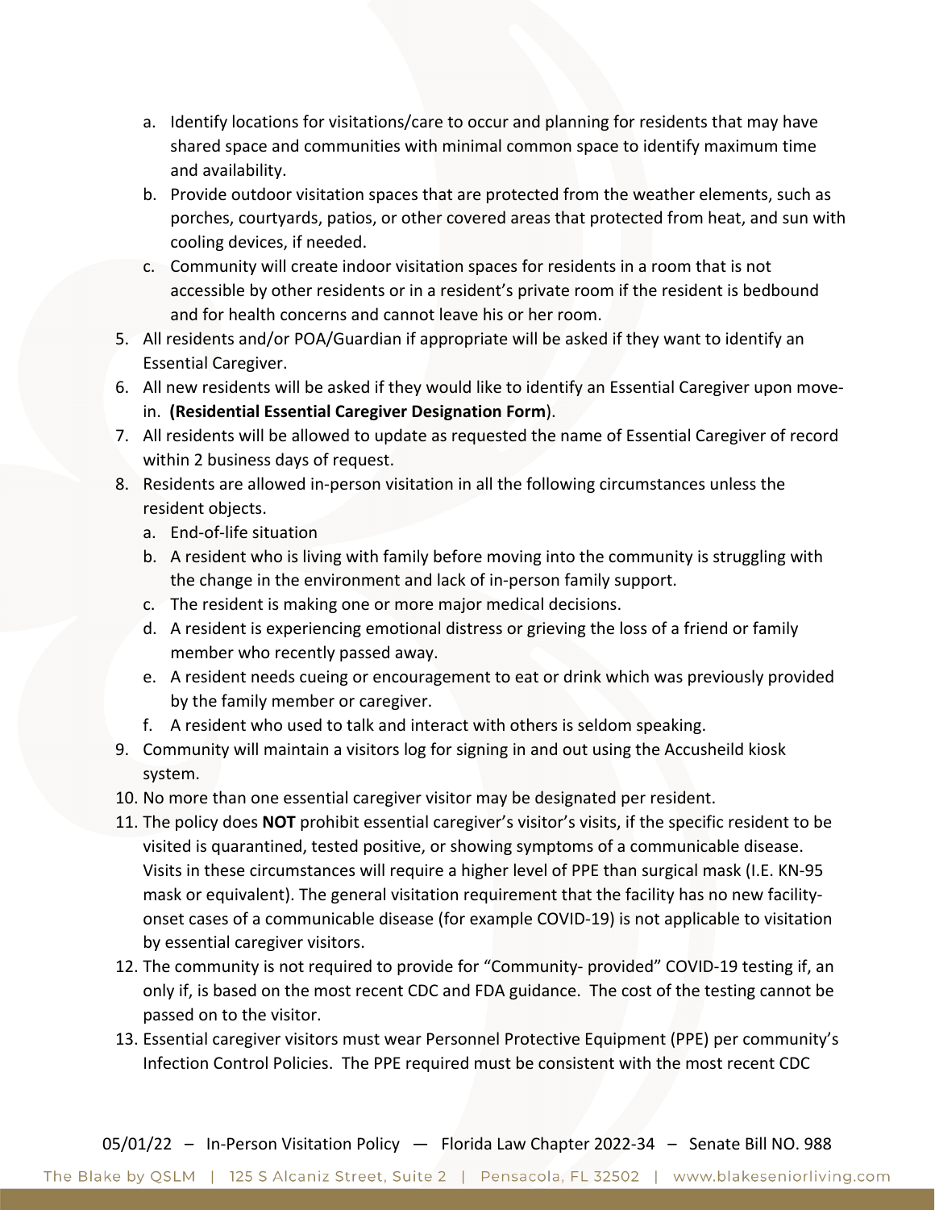a. Identify locations for visitations/care to occur and planning for residents that may have shared space and communities with minimal common space to identify maximum time and availability.
b. Provide outdoor visitation spaces that are protected from the weather elements, such as porches, courtyards, patios, or other covered areas that protected from heat, and sun with cooling devices, if needed.
c. Community will create indoor visitation spaces for residents in a room that is not accessible by other residents or in a resident's private room if the resident is bedbound and for health concerns and cannot leave his or her room.

5. All residents and/or POA/Guardian if appropriate will be asked if they want to identify an Essential Caregiver.
6. All new residents will be asked if they would like to identify an Essential Caregiver upon move-in. **(Residential Essential Caregiver Designation Form**).
7. All residents will be allowed to update as requested the name of Essential Caregiver of record within 2 business days of request.
8. Residents are allowed in-person visitation in all the following circumstances unless the resident objects.
   a. End-of-life situation
   b. A resident who is living with family before moving into the community is struggling with the change in the environment and lack of in-person family support.
   c. The resident is making one or more major medical decisions.
   d. A resident is experiencing emotional distress or grieving the loss of a friend or family member who recently passed away.
   e. A resident needs cueing or encouragement to eat or drink which was previously provided by the family member or caregiver.
   f. A resident who used to talk and interact with others is seldom speaking.
9. Community will maintain a visitors log for signing in and out using the Accusheild kiosk system.
10. No more than one essential caregiver visitor may be designated per resident.
11. The policy does **NOT** prohibit essential caregiver's visitor's visits, if the specific resident to be visited is quarantined, tested positive, or showing symptoms of a communicable disease. Visits in these circumstances will require a higher level of PPE than surgical mask (I.E. KN-95 mask or equivalent). The general visitation requirement that the facility has no new facility-onset cases of a communicable disease (for example COVID-19) is not applicable to visitation by essential caregiver visitors.
12. The community is not required to provide for "Community- provided" COVID-19 testing if, an only if, is based on the most recent CDC and FDA guidance. The cost of the testing cannot be passed on to the visitor.
13. Essential caregiver visitors must wear Personnel Protective Equipment (PPE) per community's Infection Control Policies. The PPE required must be consistent with the most recent CDC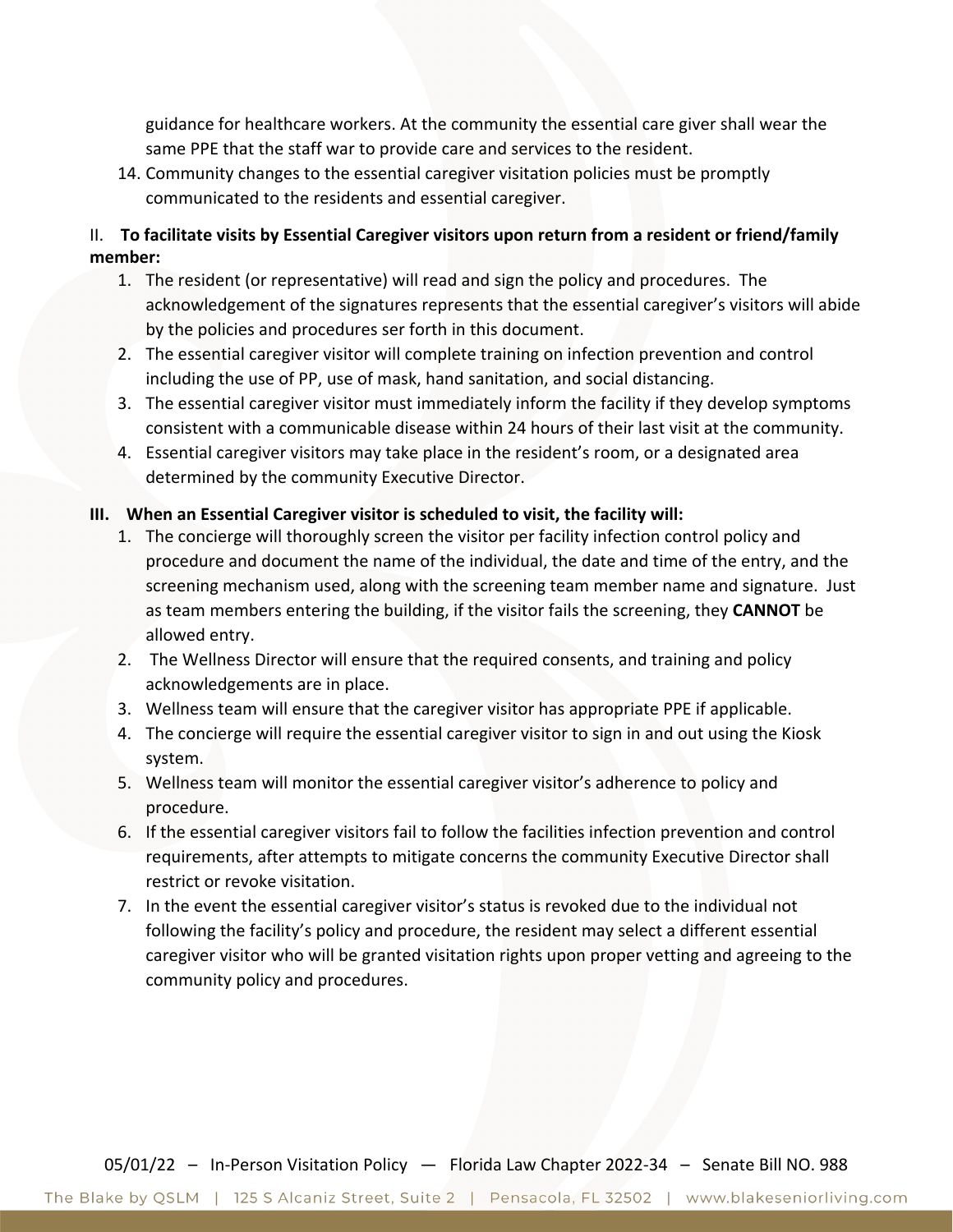guidance for healthcare workers. At the community the essential care giver shall wear the same PPE that the staff war to provide care and services to the resident.

14. Community changes to the essential caregiver visitation policies must be promptly communicated to the residents and essential caregiver.

II. **To facilitate visits by Essential Caregiver visitors upon return from a resident or friend/family member:**

1. The resident (or representative) will read and sign the policy and procedures. The acknowledgement of the signatures represents that the essential caregiver's visitors will abide by the policies and procedures ser forth in this document.
2. The essential caregiver visitor will complete training on infection prevention and control including the use of PP, use of mask, hand sanitation, and social distancing.
3. The essential caregiver visitor must immediately inform the facility if they develop symptoms consistent with a communicable disease within 24 hours of their last visit at the community.
4. Essential caregiver visitors may take place in the resident's room, or a designated area determined by the community Executive Director.

**III. When an Essential Caregiver visitor is scheduled to visit, the facility will:**

1. The concierge will thoroughly screen the visitor per facility infection control policy and procedure and document the name of the individual, the date and time of the entry, and the screening mechanism used, along with the screening team member name and signature. Just as team members entering the building, if the visitor fails the screening, they **CANNOT** be allowed entry.
2. The Wellness Director will ensure that the required consents, and training and policy acknowledgements are in place.
3. Wellness team will ensure that the caregiver visitor has appropriate PPE if applicable.
4. The concierge will require the essential caregiver visitor to sign in and out using the Kiosk system.
5. Wellness team will monitor the essential caregiver visitor's adherence to policy and procedure.
6. If the essential caregiver visitors fail to follow the facilities infection prevention and control requirements, after attempts to mitigate concerns the community Executive Director shall restrict or revoke visitation.
7. In the event the essential caregiver visitor's status is revoked due to the individual not following the facility's policy and procedure, the resident may select a different essential caregiver visitor who will be granted visitation rights upon proper vetting and agreeing to the community policy and procedures.